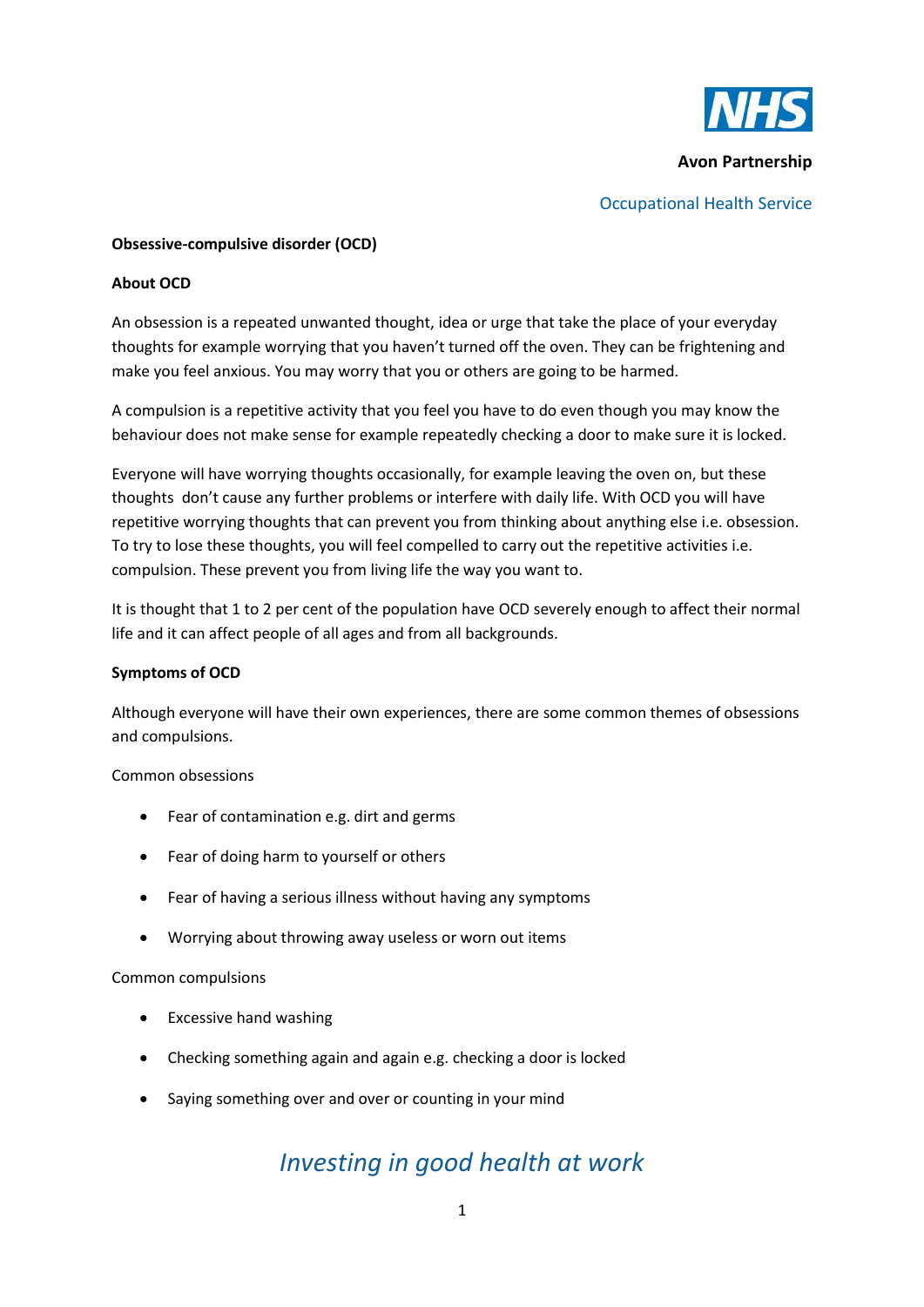**Avon Partnership**

Occupational Health Service

# Obsessive-compulsive disorder (OCD)

## About OCD

An obsession is a repeated unwanted thought, idea or urge that take the place of your everyday thoughts for example worrying that you haven't turned off the oven. They can be frightening and make you feel anxious. You may worry that you or others are going to be harmed.

A compulsion is a repetitive activity that you feel you have to do even though you may know the behaviour does not make sense for example repeatedly checking a door to make sure it is locked.

Everyone will have worrying thoughts occasionally, for example leaving the oven on, but these thoughts don't cause any further problems or interfere with daily life. With OCD you will have repetitive worrying thoughts that can prevent you from thinking about anything else i.e. obsession. To try to lose these thoughts, you will feel compelled to carry out the repetitive activities i.e. compulsion. These prevent you from living life the way you want to.

It is thought that 1 to 2 per cent of the population have OCD severely enough to affect their normal life and it can affect people of all ages and from all backgrounds.

## Symptoms of OCD

Although everyone will have their own experiences, there are some common themes of obsessions and compulsions.

Common obsessions

- Fear of contamination e.g. dirt and germs
- Fear of doing harm to yourself or others
- Fear of having a serious illness without having any symptoms
- Worrying about throwing away useless or worn out items

Common compulsions

- Excessive hand washing
- Checking something again and again e.g. checking a door is locked
- Saying something over and over or counting in your mind

*Investing in good health at work*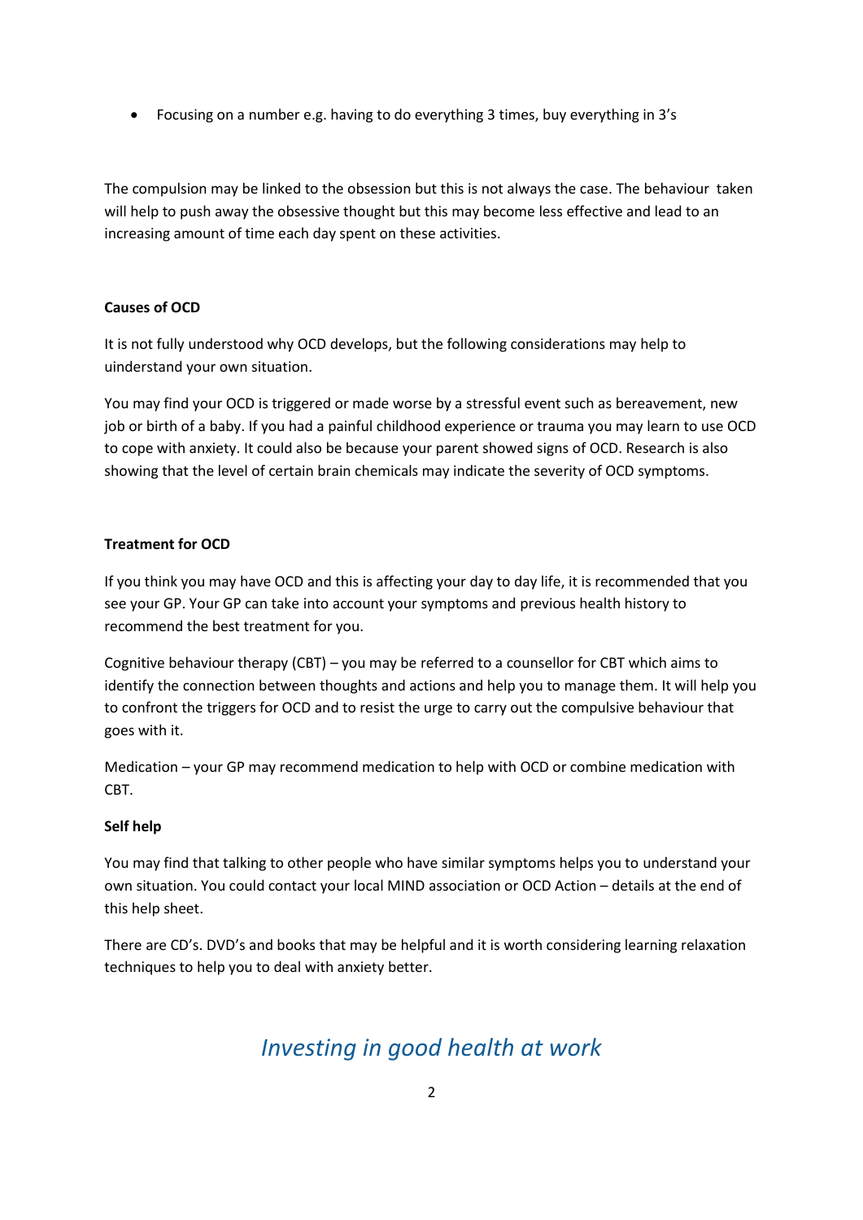- Focusing on a number e.g. having to do everything 3 times, buy everything in 3's

The compulsion may be linked to the obsession but this is not always the case. The behaviour taken will help to push away the obsessive thought but this may become less effective and lead to an increasing amount of time each day spent on these activities.

**Causes of OCD**

It is not fully understood why OCD develops, but the following considerations may help to uinderstand your own situation.

You may find your OCD is triggered or made worse by a stressful event such as bereavement, new job or birth of a baby. If you had a painful childhood experience or trauma you may learn to use OCD to cope with anxiety. It could also be because your parent showed signs of OCD. Research is also showing that the level of certain brain chemicals may indicate the severity of OCD symptoms.

**Treatment for OCD**

If you think you may have OCD and this is affecting your day to day life, it is recommended that you see your GP. Your GP can take into account your symptoms and previous health history to recommend the best treatment for you.

Cognitive behaviour therapy (CBT) – you may be referred to a counsellor for CBT which aims to identify the connection between thoughts and actions and help you to manage them. It will help you to confront the triggers for OCD and to resist the urge to carry out the compulsive behaviour that goes with it.

Medication – your GP may recommend medication to help with OCD or combine medication with CBT.

**Self help**

You may find that talking to other people who have similar symptoms helps you to understand your own situation. You could contact your local MIND association or OCD Action – details at the end of this help sheet.

There are CD's. DVD's and books that may be helpful and it is worth considering learning relaxation techniques to help you to deal with anxiety better.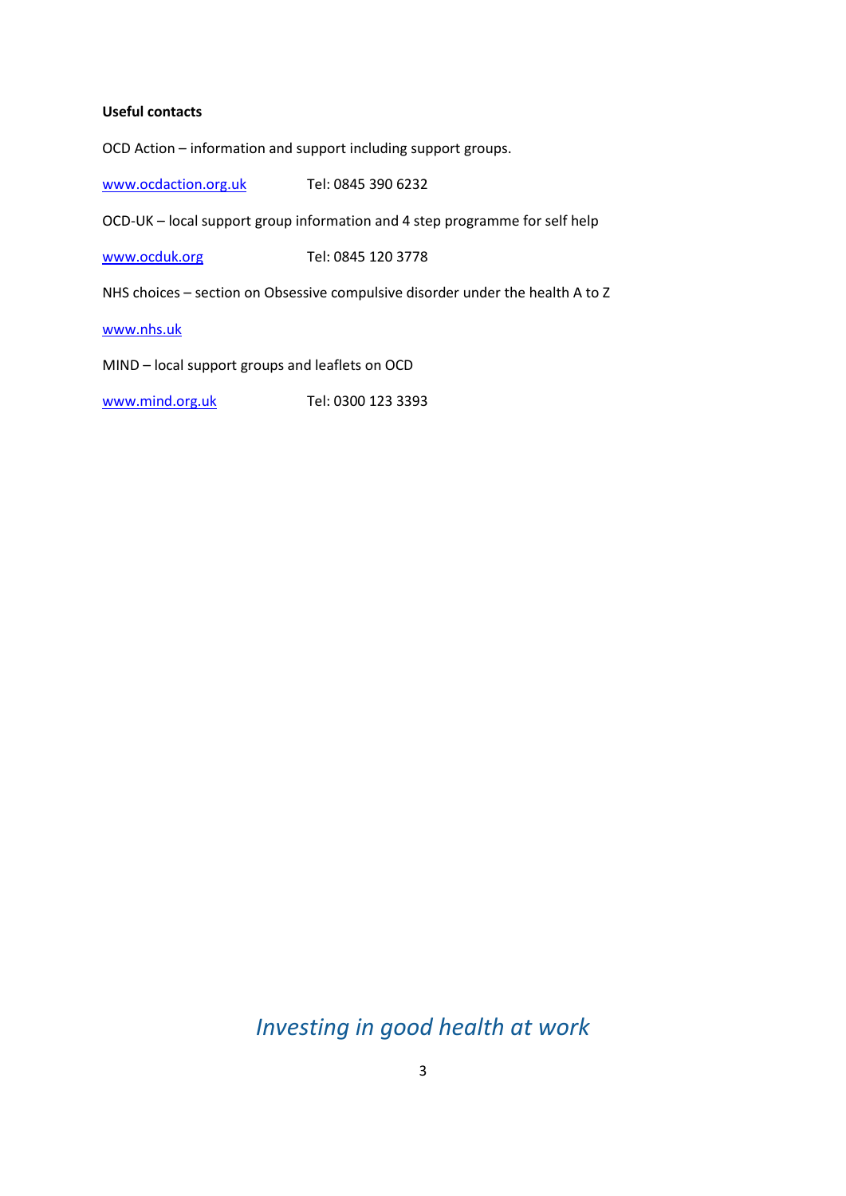**Useful contacts**

OCD Action – information and support including support groups.

www.ocdaction.org.uk Tel: 0845 390 6232

OCD-UK – local support group information and 4 step programme for self help

www.ocduk.org Tel: 0845 120 3778

NHS choices – section on Obsessive compulsive disorder under the health A to Z

www.nhs.uk

MIND – local support groups and leaflets on OCD

www.mind.org.uk Tel: 0300 123 3393

*Investing in good health at work*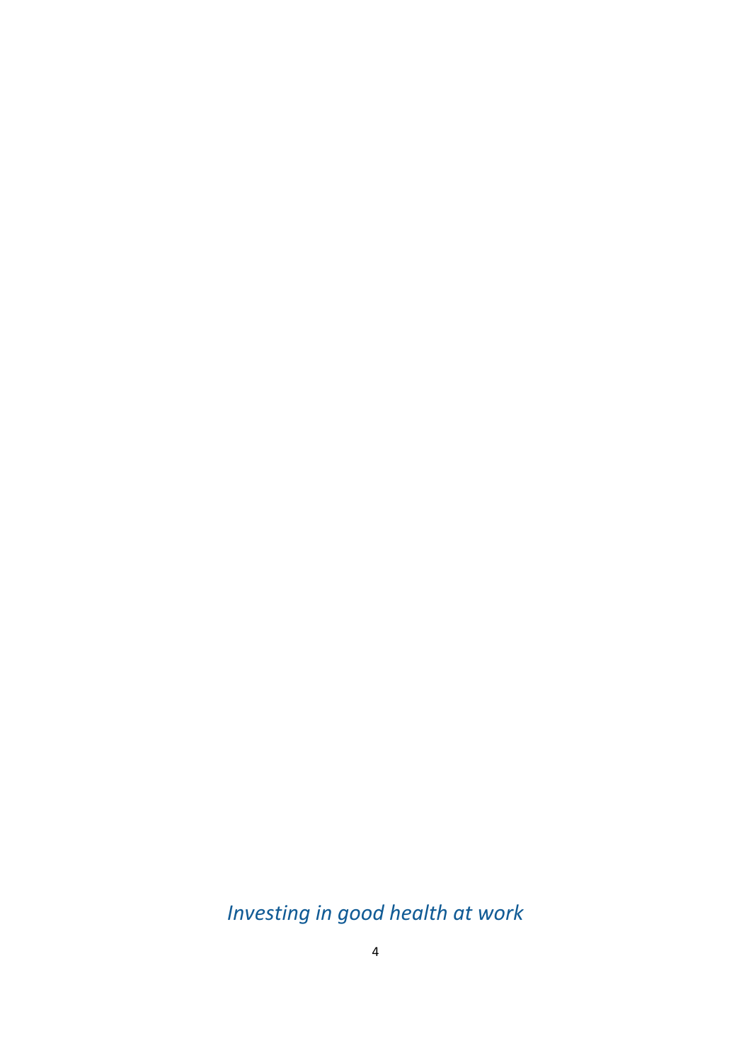*Investing in good health at work*